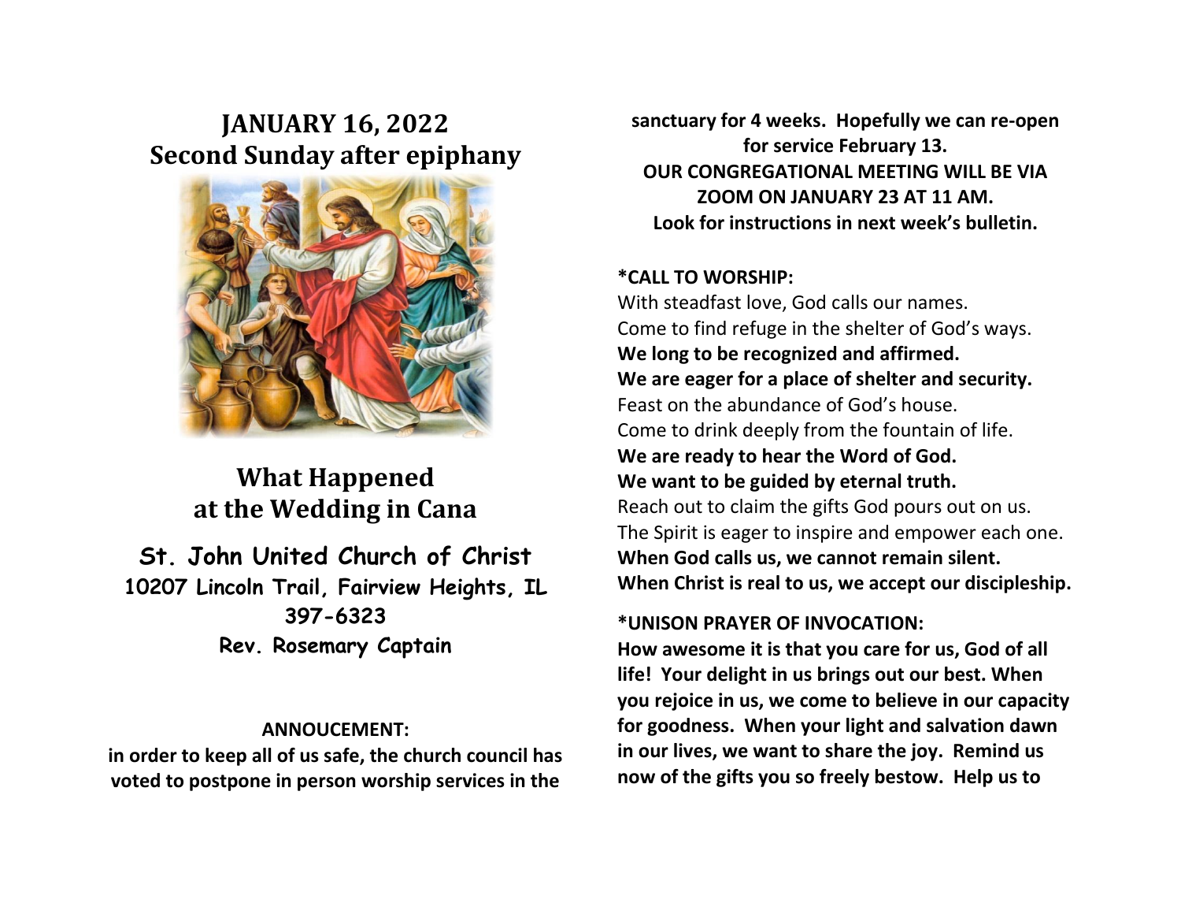# JANUARY 16, 2022
# Second Sunday after epiphany

## What Happened at the Wedding in Cana

**St. John United Church of Christ**
**10207 Lincoln Trail, Fairview Heights, IL**
**397-6323**
**Rev. Rosemary Captain**

**ANNOUCEMENT:**

**in order to keep all of us safe, the church council has voted to postpone in person worship services in the sanctuary for 4 weeks. Hopefully we can re-open for service February 13.**

**OUR CONGREGATIONAL MEETING WILL BE VIA ZOOM ON JANUARY 23 AT 11 AM.**

**Look for instructions in next week's bulletin.**

**\*CALL TO WORSHIP:**

With steadfast love, God calls our names.
Come to find refuge in the shelter of God's ways.
**We long to be recognized and affirmed.**
**We are eager for a place of shelter and security.**
Feast on the abundance of God's house.
Come to drink deeply from the fountain of life.
**We are ready to hear the Word of God.**
**We want to be guided by eternal truth.**
Reach out to claim the gifts God pours out on us.
The Spirit is eager to inspire and empower each one.
**When God calls us, we cannot remain silent.**
**When Christ is real to us, we accept our discipleship.**

**\*UNISON PRAYER OF INVOCATION:**

**How awesome it is that you care for us, God of all life! Your delight in us brings out our best. When you rejoice in us, we come to believe in our capacity for goodness. When your light and salvation dawn in our lives, we want to share the joy. Remind us now of the gifts you so freely bestow. Help us to**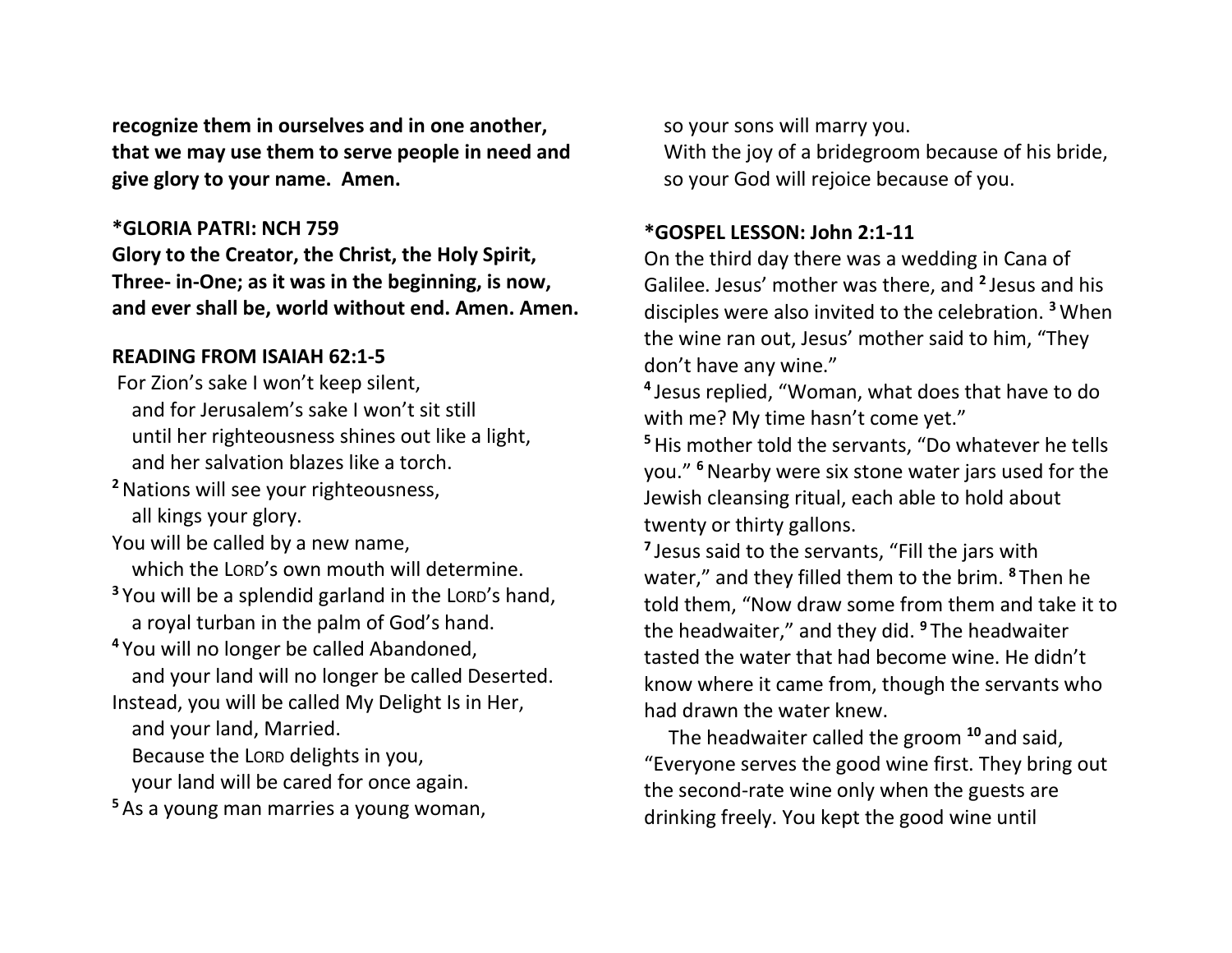**recognize them in ourselves and in one another, that we may use them to serve people in need and give glory to your name. Amen.**

**\*GLORIA PATRI: NCH 759**

**Glory to the Creator, the Christ, the Holy Spirit, Three- in-One; as it was in the beginning, is now, and ever shall be, world without end. Amen. Amen.**

**READING FROM ISAIAH 62:1-5**

For Zion's sake I won't keep silent,
  and for Jerusalem's sake I won't sit still
  until her righteousness shines out like a light,
  and her salvation blazes like a torch.
[2] Nations will see your righteousness,
  all kings your glory.
You will be called by a new name,
  which the LORD's own mouth will determine.
[3] You will be a splendid garland in the LORD's hand,
  a royal turban in the palm of God's hand.
[4] You will no longer be called Abandoned,
  and your land will no longer be called Deserted.
Instead, you will be called My Delight Is in Her,
  and your land, Married.
  Because the LORD delights in you,
  your land will be cared for once again.
[5] As a young man marries a young woman,
  so your sons will marry you.
  With the joy of a bridegroom because of his bride,
  so your God will rejoice because of you.

**\*GOSPEL LESSON: John 2:1-11**

On the third day there was a wedding in Cana of Galilee. Jesus' mother was there, and [2] Jesus and his disciples were also invited to the celebration. [3] When the wine ran out, Jesus' mother said to him, "They don't have any wine."

[4] Jesus replied, "Woman, what does that have to do with me? My time hasn't come yet."

[5] His mother told the servants, "Do whatever he tells you." [6] Nearby were six stone water jars used for the Jewish cleansing ritual, each able to hold about twenty or thirty gallons.

[7] Jesus said to the servants, "Fill the jars with water," and they filled them to the brim. [8] Then he told them, "Now draw some from them and take it to the headwaiter," and they did. [9] The headwaiter tasted the water that had become wine. He didn't know where it came from, though the servants who had drawn the water knew.

The headwaiter called the groom [10] and said, "Everyone serves the good wine first. They bring out the second-rate wine only when the guests are drinking freely. You kept the good wine until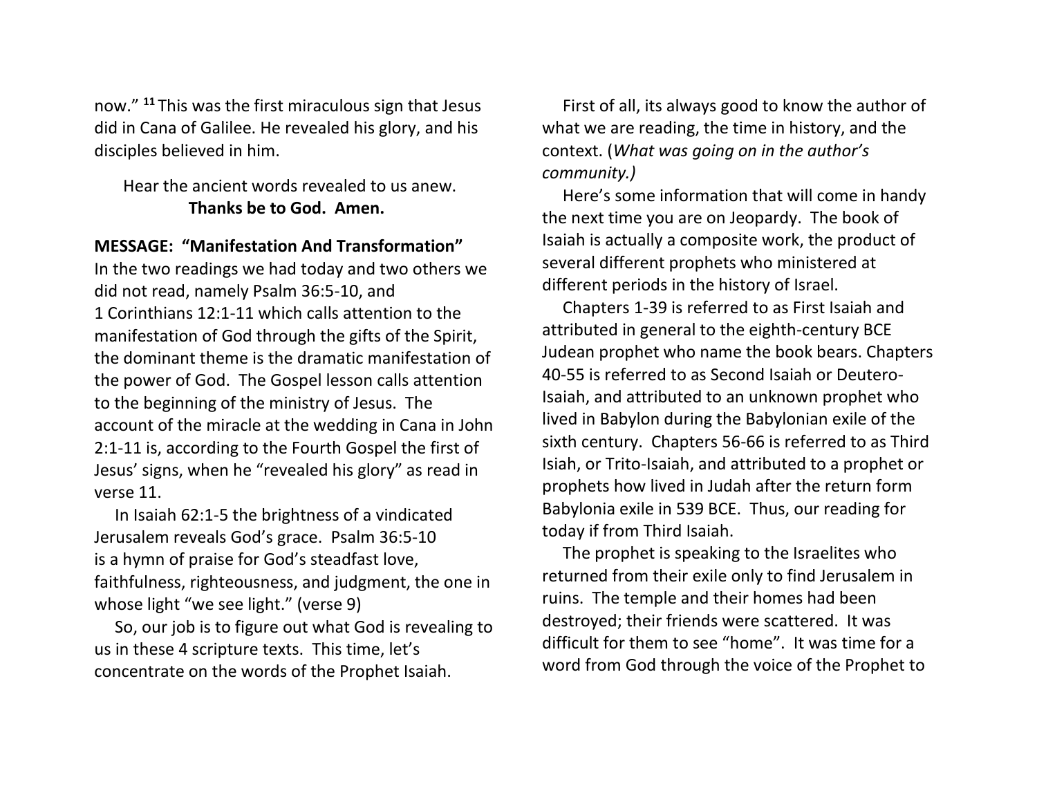now." [11] This was the first miraculous sign that Jesus did in Cana of Galilee. He revealed his glory, and his disciples believed in him.

Hear the ancient words revealed to us anew.
**Thanks be to God. Amen.**

**MESSAGE: "Manifestation And Transformation"**
In the two readings we had today and two others we did not read, namely Psalm 36:5-10, and 1 Corinthians 12:1-11 which calls attention to the manifestation of God through the gifts of the Spirit, the dominant theme is the dramatic manifestation of the power of God. The Gospel lesson calls attention to the beginning of the ministry of Jesus. The account of the miracle at the wedding in Cana in John 2:1-11 is, according to the Fourth Gospel the first of Jesus' signs, when he "revealed his glory" as read in verse 11.

In Isaiah 62:1-5 the brightness of a vindicated Jerusalem reveals God's grace. Psalm 36:5-10 is a hymn of praise for God's steadfast love, faithfulness, righteousness, and judgment, the one in whose light "we see light." (verse 9)

So, our job is to figure out what God is revealing to us in these 4 scripture texts. This time, let's concentrate on the words of the Prophet Isaiah.

First of all, its always good to know the author of what we are reading, the time in history, and the context. (*What was going on in the author's community.)*

Here's some information that will come in handy the next time you are on Jeopardy. The book of Isaiah is actually a composite work, the product of several different prophets who ministered at different periods in the history of Israel.

Chapters 1-39 is referred to as First Isaiah and attributed in general to the eighth-century BCE Judean prophet who name the book bears. Chapters 40-55 is referred to as Second Isaiah or Deutero-Isaiah, and attributed to an unknown prophet who lived in Babylon during the Babylonian exile of the sixth century. Chapters 56-66 is referred to as Third Isiah, or Trito-Isaiah, and attributed to a prophet or prophets how lived in Judah after the return form Babylonia exile in 539 BCE. Thus, our reading for today if from Third Isaiah.

The prophet is speaking to the Israelites who returned from their exile only to find Jerusalem in ruins. The temple and their homes had been destroyed; their friends were scattered. It was difficult for them to see "home". It was time for a word from God through the voice of the Prophet to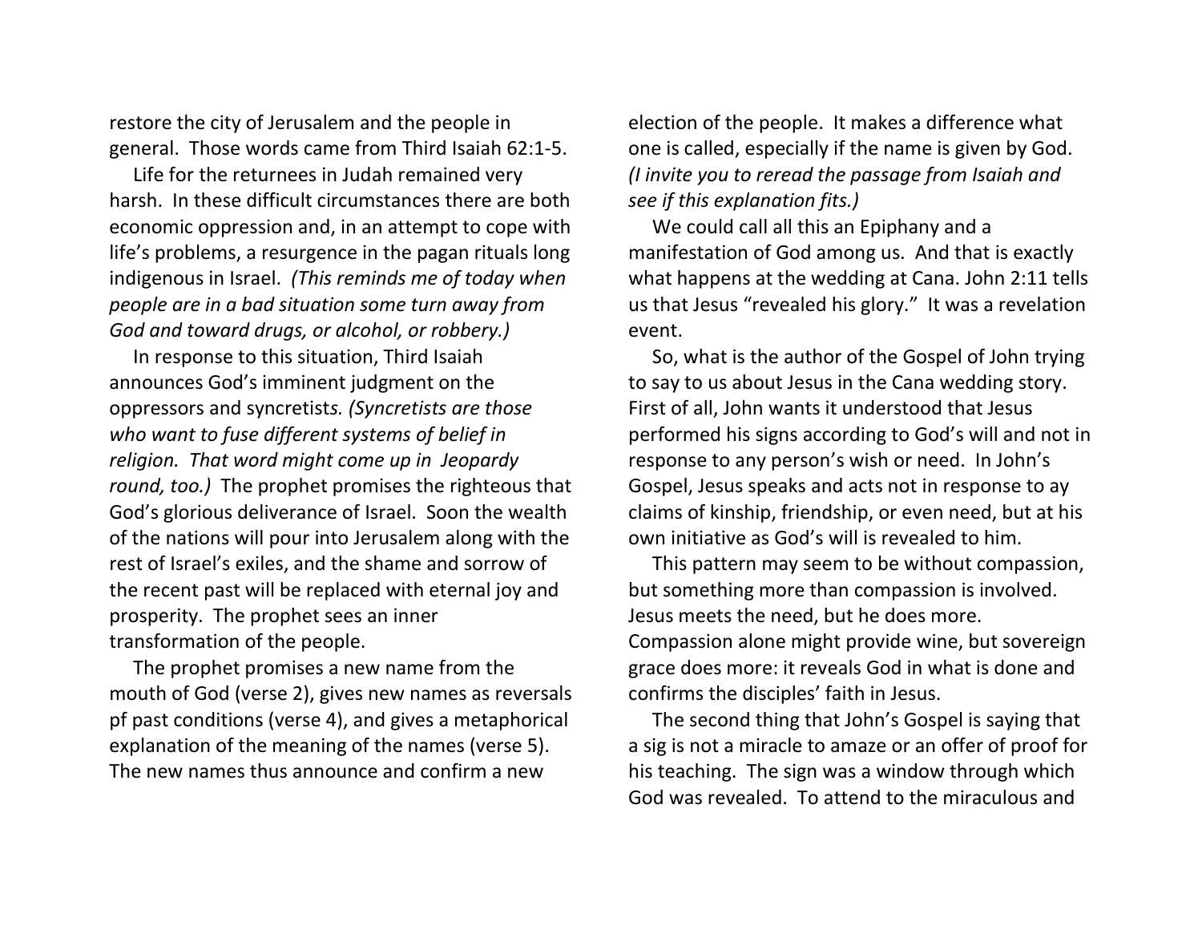restore the city of Jerusalem and the people in general. Those words came from Third Isaiah 62:1-5.

Life for the returnees in Judah remained very harsh. In these difficult circumstances there are both economic oppression and, in an attempt to cope with life's problems, a resurgence in the pagan rituals long indigenous in Israel. *(This reminds me of today when people are in a bad situation some turn away from God and toward drugs, or alcohol, or robbery.)*

In response to this situation, Third Isaiah announces God's imminent judgment on the oppressors and syncretists*. (Syncretists are those who want to fuse different systems of belief in religion. That word might come up in Jeopardy round, too.)* The prophet promises the righteous that God's glorious deliverance of Israel. Soon the wealth of the nations will pour into Jerusalem along with the rest of Israel's exiles, and the shame and sorrow of the recent past will be replaced with eternal joy and prosperity. The prophet sees an inner transformation of the people.

The prophet promises a new name from the mouth of God (verse 2), gives new names as reversals pf past conditions (verse 4), and gives a metaphorical explanation of the meaning of the names (verse 5). The new names thus announce and confirm a new election of the people. It makes a difference what one is called, especially if the name is given by God. *(I invite you to reread the passage from Isaiah and see if this explanation fits.)*

We could call all this an Epiphany and a manifestation of God among us. And that is exactly what happens at the wedding at Cana. John 2:11 tells us that Jesus "revealed his glory." It was a revelation event.

So, what is the author of the Gospel of John trying to say to us about Jesus in the Cana wedding story. First of all, John wants it understood that Jesus performed his signs according to God's will and not in response to any person's wish or need. In John's Gospel, Jesus speaks and acts not in response to ay claims of kinship, friendship, or even need, but at his own initiative as God's will is revealed to him.

This pattern may seem to be without compassion, but something more than compassion is involved. Jesus meets the need, but he does more. Compassion alone might provide wine, but sovereign grace does more: it reveals God in what is done and confirms the disciples' faith in Jesus.

The second thing that John's Gospel is saying that a sig is not a miracle to amaze or an offer of proof for his teaching. The sign was a window through which God was revealed. To attend to the miraculous and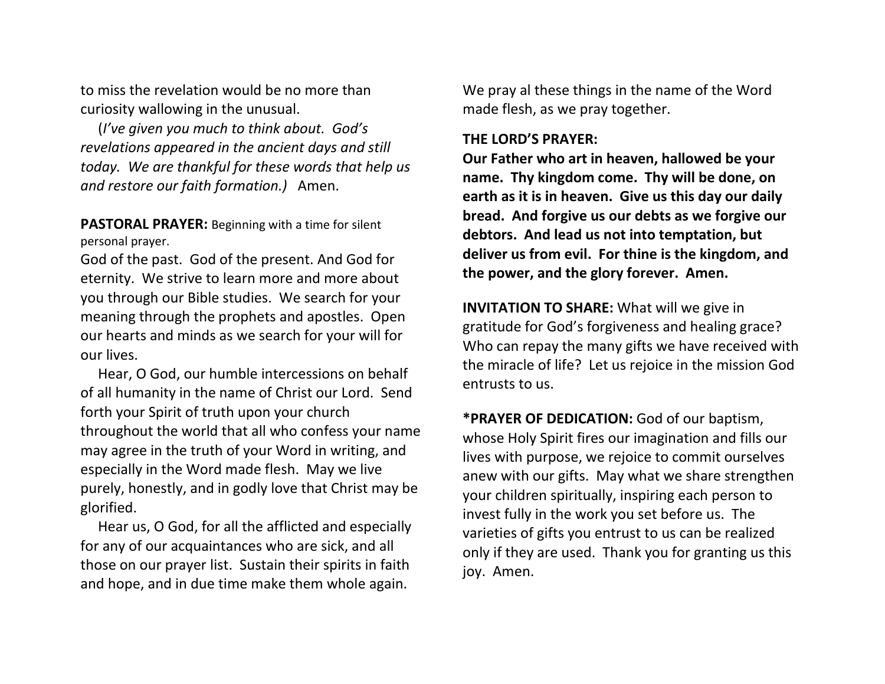to miss the revelation would be no more than curiosity wallowing in the unusual.

(*I've given you much to think about. God's revelations appeared in the ancient days and still today. We are thankful for these words that help us and restore our faith formation.)* Amen.

**PASTORAL PRAYER:** Beginning with a time for silent personal prayer.

God of the past. God of the present. And God for eternity. We strive to learn more and more about you through our Bible studies. We search for your meaning through the prophets and apostles. Open our hearts and minds as we search for your will for our lives.

Hear, O God, our humble intercessions on behalf of all humanity in the name of Christ our Lord. Send forth your Spirit of truth upon your church throughout the world that all who confess your name may agree in the truth of your Word in writing, and especially in the Word made flesh. May we live purely, honestly, and in godly love that Christ may be glorified.

Hear us, O God, for all the afflicted and especially for any of our acquaintances who are sick, and all those on our prayer list. Sustain their spirits in faith and hope, and in due time make them whole again.

We pray al these things in the name of the Word made flesh, as we pray together.

**THE LORD'S PRAYER:**

**Our Father who art in heaven, hallowed be your name. Thy kingdom come. Thy will be done, on earth as it is in heaven. Give us this day our daily bread. And forgive us our debts as we forgive our debtors. And lead us not into temptation, but deliver us from evil. For thine is the kingdom, and the power, and the glory forever. Amen.**

**INVITATION TO SHARE:** What will we give in gratitude for God's forgiveness and healing grace? Who can repay the many gifts we have received with the miracle of life? Let us rejoice in the mission God entrusts to us.

***PRAYER OF DEDICATION:** God of our baptism, whose Holy Spirit fires our imagination and fills our lives with purpose, we rejoice to commit ourselves anew with our gifts. May what we share strengthen your children spiritually, inspiring each person to invest fully in the work you set before us. The varieties of gifts you entrust to us can be realized only if they are used. Thank you for granting us this joy. Amen.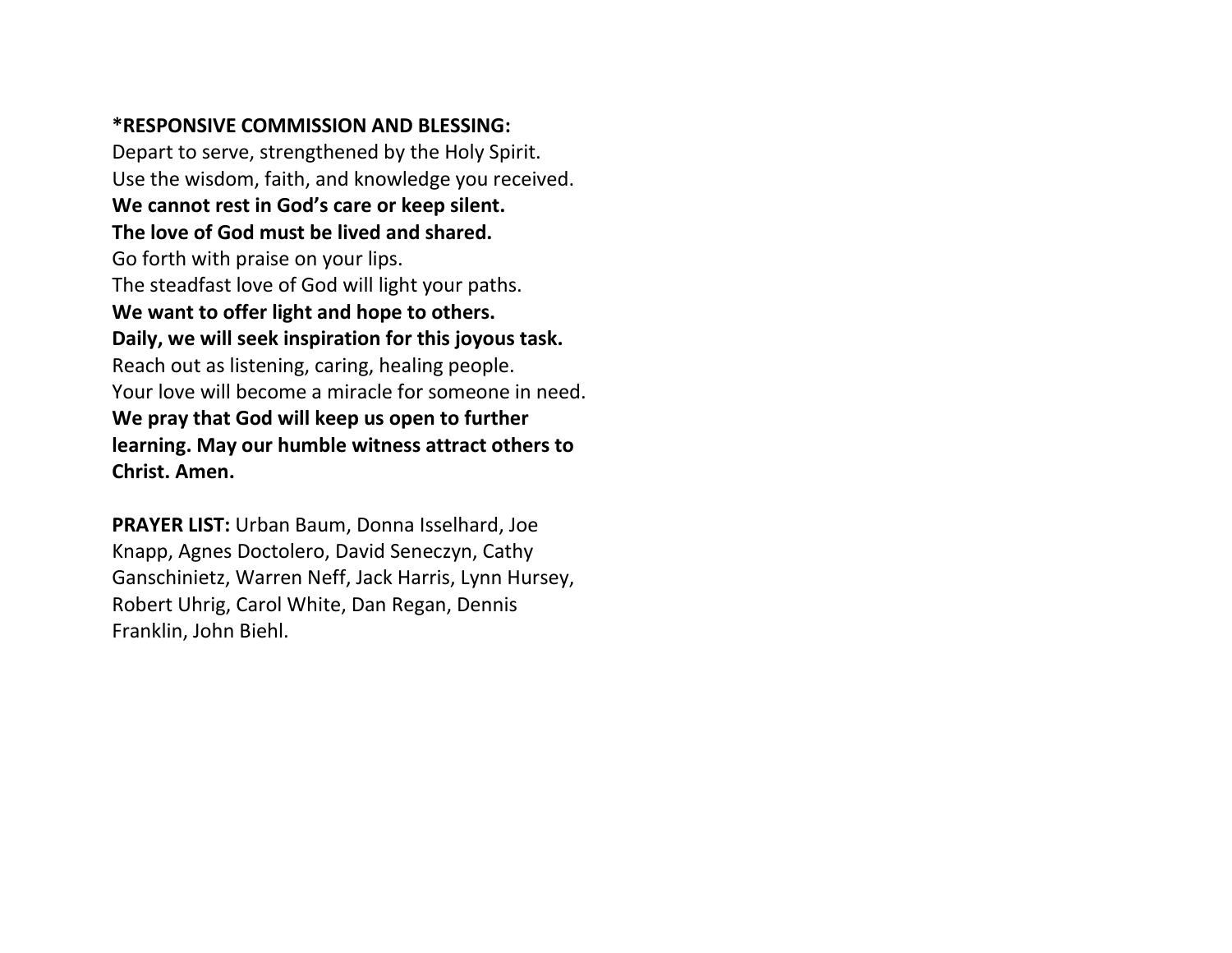**\*RESPONSIVE COMMISSION AND BLESSING:**
Depart to serve, strengthened by the Holy Spirit.
Use the wisdom, faith, and knowledge you received.
**We cannot rest in God's care or keep silent.**
**The love of God must be lived and shared.**
Go forth with praise on your lips.
The steadfast love of God will light your paths.
**We want to offer light and hope to others.**
**Daily, we will seek inspiration for this joyous task.**
Reach out as listening, caring, healing people.
Your love will become a miracle for someone in need.
**We pray that God will keep us open to further learning. May our humble witness attract others to Christ. Amen.**

**PRAYER LIST:** Urban Baum, Donna Isselhard, Joe Knapp, Agnes Doctolero, David Seneczyn, Cathy Ganschinietz, Warren Neff, Jack Harris, Lynn Hursey, Robert Uhrig, Carol White, Dan Regan, Dennis Franklin, John Biehl.